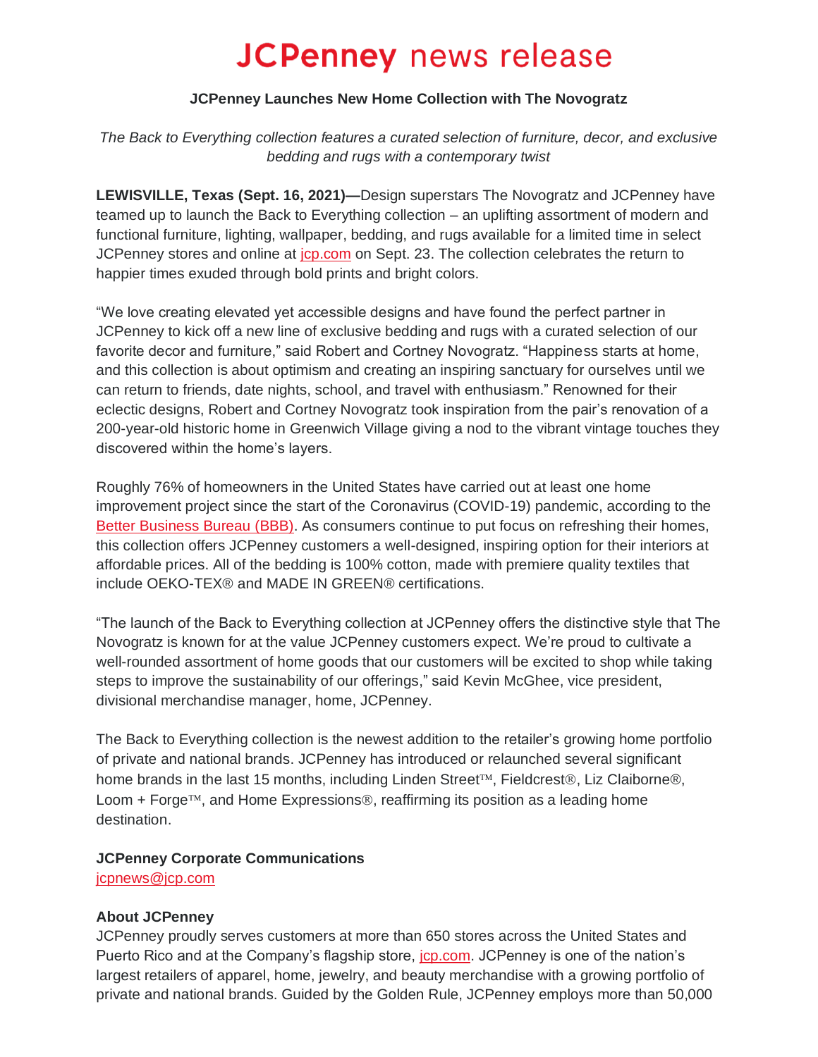# JCPenney news release

**JCPenney Launches New Home Collection with The Novogratz**

*The Back to Everything collection features a curated selection of furniture, decor, and exclusive bedding and rugs with a contemporary twist*

**LEWISVILLE, Texas (Sept. 16, 2021)—**Design superstars The Novogratz and JCPenney have teamed up to launch the Back to Everything collection – an uplifting assortment of modern and functional furniture, lighting, wallpaper, bedding, and rugs available for a limited time in select JCPenney stores and online at jcp.com on Sept. 23. The collection celebrates the return to happier times exuded through bold prints and bright colors.

"We love creating elevated yet accessible designs and have found the perfect partner in JCPenney to kick off a new line of exclusive bedding and rugs with a curated selection of our favorite decor and furniture," said Robert and Cortney Novogratz. "Happiness starts at home, and this collection is about optimism and creating an inspiring sanctuary for ourselves until we can return to friends, date nights, school, and travel with enthusiasm." Renowned for their eclectic designs, Robert and Cortney Novogratz took inspiration from the pair's renovation of a 200-year-old historic home in Greenwich Village giving a nod to the vibrant vintage touches they discovered within the home's layers.

Roughly 76% of homeowners in the United States have carried out at least one home improvement project since the start of the Coronavirus (COVID-19) pandemic, according to the Better Business Bureau (BBB). As consumers continue to put focus on refreshing their homes, this collection offers JCPenney customers a well-designed, inspiring option for their interiors at affordable prices. All of the bedding is 100% cotton, made with premiere quality textiles that include OEKO-TEX® and MADE IN GREEN® certifications.

"The launch of the Back to Everything collection at JCPenney offers the distinctive style that The Novogratz is known for at the value JCPenney customers expect. We're proud to cultivate a well-rounded assortment of home goods that our customers will be excited to shop while taking steps to improve the sustainability of our offerings," said Kevin McGhee, vice president, divisional merchandise manager, home, JCPenney.

The Back to Everything collection is the newest addition to the retailer's growing home portfolio of private and national brands. JCPenney has introduced or relaunched several significant home brands in the last 15 months, including Linden Street™, Fieldcrest®, Liz Claiborne®, Loom + Forge™, and Home Expressions®, reaffirming its position as a leading home destination.

**JCPenney Corporate Communications**
jcpnews@jcp.com

**About JCPenney**
JCPenney proudly serves customers at more than 650 stores across the United States and Puerto Rico and at the Company's flagship store, jcp.com. JCPenney is one of the nation's largest retailers of apparel, home, jewelry, and beauty merchandise with a growing portfolio of private and national brands. Guided by the Golden Rule, JCPenney employs more than 50,000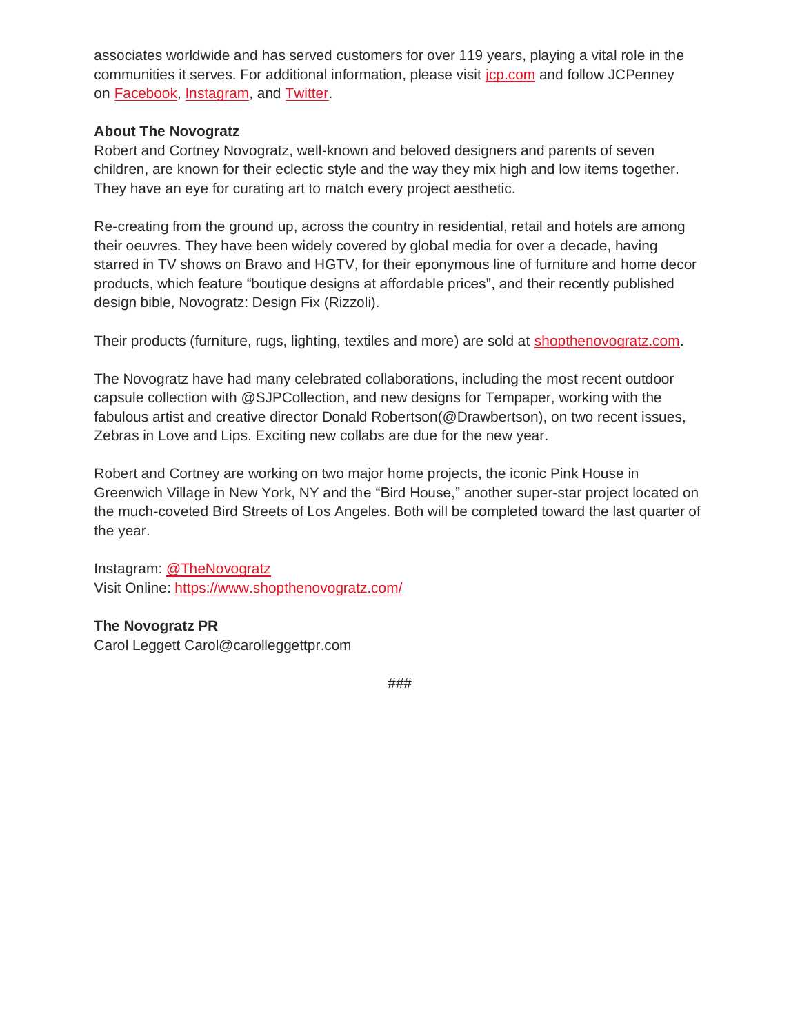associates worldwide and has served customers for over 119 years, playing a vital role in the communities it serves. For additional information, please visit jcp.com and follow JCPenney on Facebook, Instagram, and Twitter.

**About The Novogratz**
Robert and Cortney Novogratz, well-known and beloved designers and parents of seven children, are known for their eclectic style and the way they mix high and low items together. They have an eye for curating art to match every project aesthetic.

Re-creating from the ground up, across the country in residential, retail and hotels are among their oeuvres. They have been widely covered by global media for over a decade, having starred in TV shows on Bravo and HGTV, for their eponymous line of furniture and home decor products, which feature "boutique designs at affordable prices", and their recently published design bible, Novogratz: Design Fix (Rizzoli).

Their products (furniture, rugs, lighting, textiles and more) are sold at shopthenovogratz.com.

The Novogratz have had many celebrated collaborations, including the most recent outdoor capsule collection with @SJPCollection, and new designs for Tempaper, working with the fabulous artist and creative director Donald Robertson(@Drawbertson), on two recent issues, Zebras in Love and Lips. Exciting new collabs are due for the new year.

Robert and Cortney are working on two major home projects, the iconic Pink House in Greenwich Village in New York, NY and the "Bird House," another super-star project located on the much-coveted Bird Streets of Los Angeles. Both will be completed toward the last quarter of the year.

Instagram: @TheNovogratz
Visit Online: https://www.shopthenovogratz.com/

**The Novogratz PR**
Carol Leggett Carol@carolleggettpr.com

###